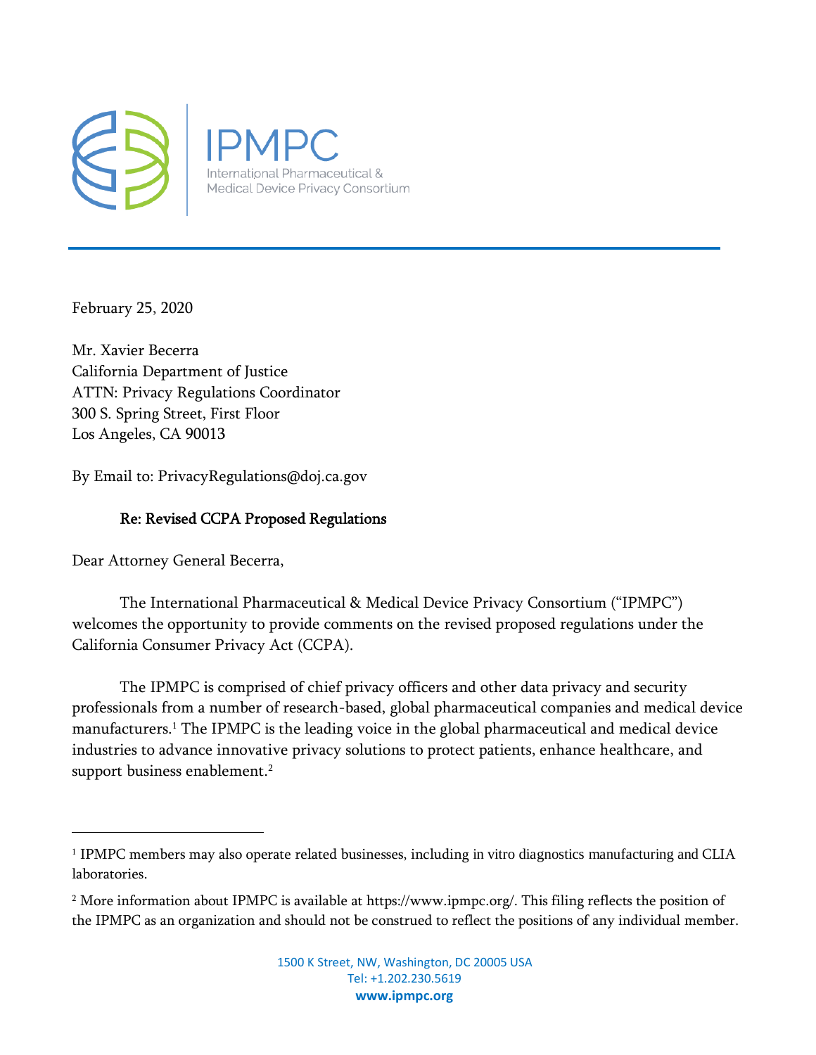IPMPC
International Pharmaceutical & Medical Device Privacy Consortium

February 25, 2020

Mr. Xavier Becerra
California Department of Justice
ATTN: Privacy Regulations Coordinator
300 S. Spring Street, First Floor
Los Angeles, CA 90013

By Email to: PrivacyRegulations@doj.ca.gov

**Re: Revised CCPA Proposed Regulations**

Dear Attorney General Becerra,

The International Pharmaceutical & Medical Device Privacy Consortium ("IPMPC") welcomes the opportunity to provide comments on the revised proposed regulations under the California Consumer Privacy Act (CCPA).

The IPMPC is comprised of chief privacy officers and other data privacy and security professionals from a number of research-based, global pharmaceutical companies and medical device manufacturers.[1] The IPMPC is the leading voice in the global pharmaceutical and medical device industries to advance innovative privacy solutions to protect patients, enhance healthcare, and support business enablement.[2]

---

[1] IPMPC members may also operate related businesses, including in vitro diagnostics manufacturing and CLIA laboratories.

[2] More information about IPMPC is available at https://www.ipmpc.org/. This filing reflects the position of the IPMPC as an organization and should not be construed to reflect the positions of any individual member.

1500 K Street, NW, Washington, DC 20005 USA
Tel: +1.202.230.5619
**www.ipmpc.org**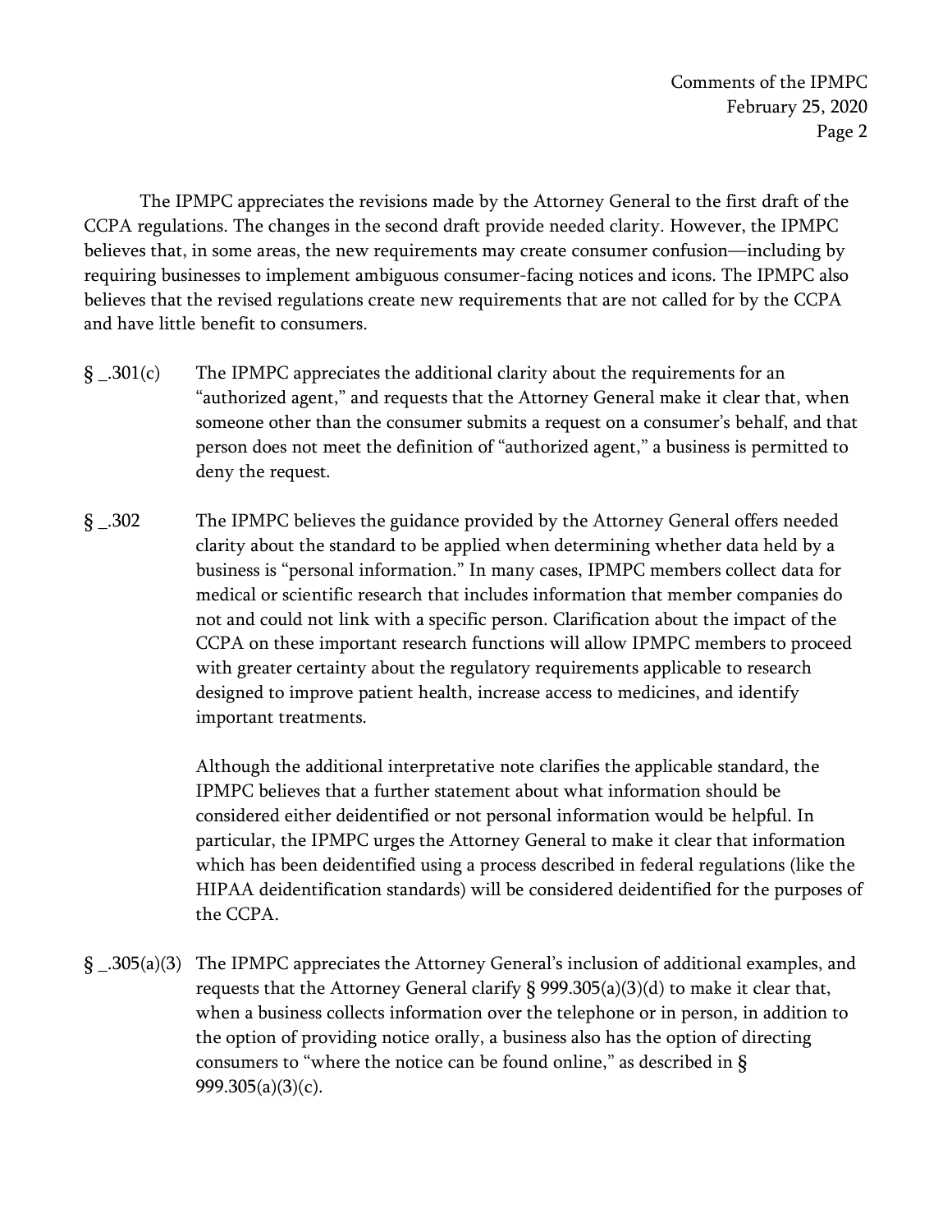The IPMPC appreciates the revisions made by the Attorney General to the first draft of the CCPA regulations. The changes in the second draft provide needed clarity. However, the IPMPC believes that, in some areas, the new requirements may create consumer confusion—including by requiring businesses to implement ambiguous consumer-facing notices and icons. The IPMPC also believes that the revised regulations create new requirements that are not called for by the CCPA and have little benefit to consumers.

§ _.301(c) The IPMPC appreciates the additional clarity about the requirements for an "authorized agent," and requests that the Attorney General make it clear that, when someone other than the consumer submits a request on a consumer's behalf, and that person does not meet the definition of "authorized agent," a business is permitted to deny the request.

§ _.302 The IPMPC believes the guidance provided by the Attorney General offers needed clarity about the standard to be applied when determining whether data held by a business is "personal information." In many cases, IPMPC members collect data for medical or scientific research that includes information that member companies do not and could not link with a specific person. Clarification about the impact of the CCPA on these important research functions will allow IPMPC members to proceed with greater certainty about the regulatory requirements applicable to research designed to improve patient health, increase access to medicines, and identify important treatments.

Although the additional interpretative note clarifies the applicable standard, the IPMPC believes that a further statement about what information should be considered either deidentified or not personal information would be helpful. In particular, the IPMPC urges the Attorney General to make it clear that information which has been deidentified using a process described in federal regulations (like the HIPAA deidentification standards) will be considered deidentified for the purposes of the CCPA.

§ _.305(a)(3) The IPMPC appreciates the Attorney General's inclusion of additional examples, and requests that the Attorney General clarify § 999.305(a)(3)(d) to make it clear that, when a business collects information over the telephone or in person, in addition to the option of providing notice orally, a business also has the option of directing consumers to "where the notice can be found online," as described in § 999.305(a)(3)(c).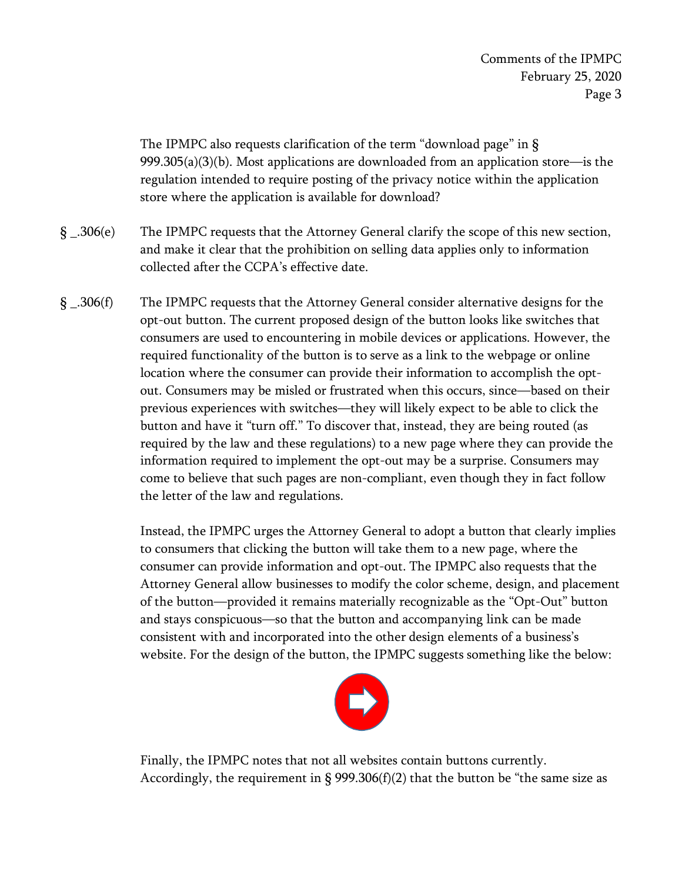The IPMPC also requests clarification of the term "download page" in § 999.305(a)(3)(b). Most applications are downloaded from an application store—is the regulation intended to require posting of the privacy notice within the application store where the application is available for download?

§ _.306(e) The IPMPC requests that the Attorney General clarify the scope of this new section, and make it clear that the prohibition on selling data applies only to information collected after the CCPA's effective date.

§ _.306(f) The IPMPC requests that the Attorney General consider alternative designs for the opt-out button. The current proposed design of the button looks like switches that consumers are used to encountering in mobile devices or applications. However, the required functionality of the button is to serve as a link to the webpage or online location where the consumer can provide their information to accomplish the opt-out. Consumers may be misled or frustrated when this occurs, since—based on their previous experiences with switches—they will likely expect to be able to click the button and have it "turn off." To discover that, instead, they are being routed (as required by the law and these regulations) to a new page where they can provide the information required to implement the opt-out may be a surprise. Consumers may come to believe that such pages are non-compliant, even though they in fact follow the letter of the law and regulations.

Instead, the IPMPC urges the Attorney General to adopt a button that clearly implies to consumers that clicking the button will take them to a new page, where the consumer can provide information and opt-out. The IPMPC also requests that the Attorney General allow businesses to modify the color scheme, design, and placement of the button—provided it remains materially recognizable as the "Opt-Out" button and stays conspicuous—so that the button and accompanying link can be made consistent with and incorporated into the other design elements of a business's website. For the design of the button, the IPMPC suggests something like the below:

Finally, the IPMPC notes that not all websites contain buttons currently. Accordingly, the requirement in § 999.306(f)(2) that the button be "the same size as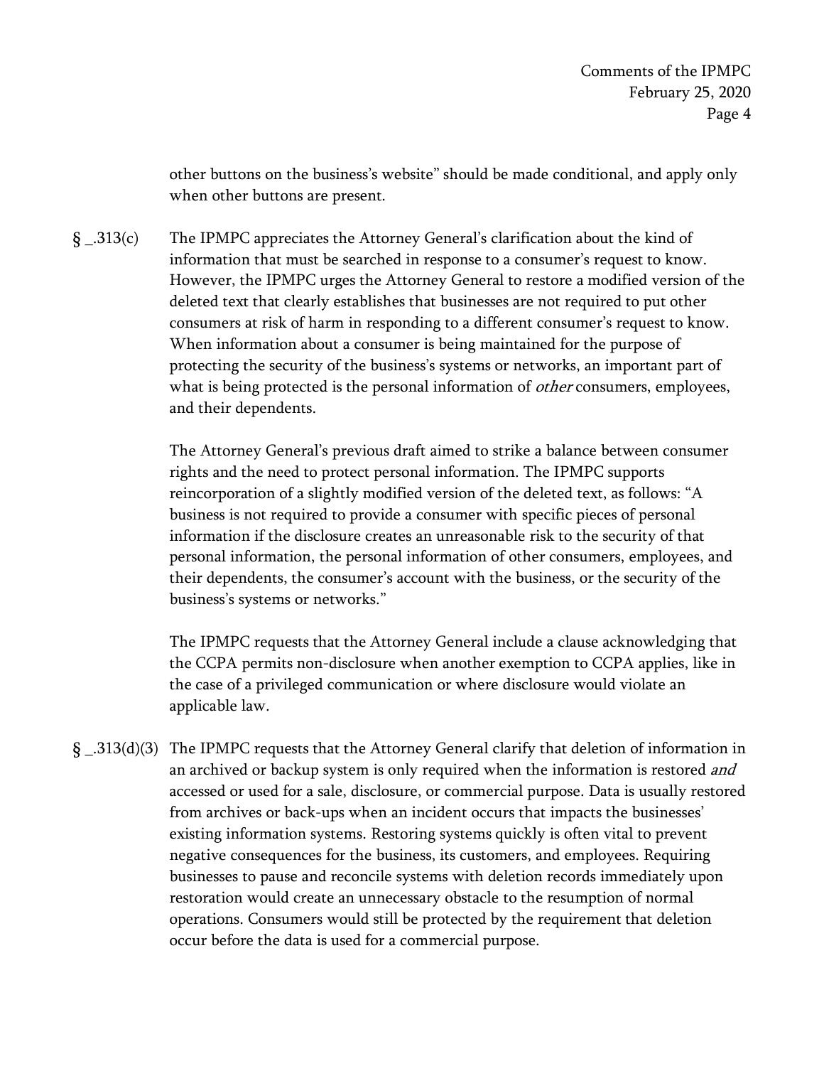other buttons on the business's website" should be made conditional, and apply only when other buttons are present.

§ _.313(c) The IPMPC appreciates the Attorney General's clarification about the kind of information that must be searched in response to a consumer's request to know. However, the IPMPC urges the Attorney General to restore a modified version of the deleted text that clearly establishes that businesses are not required to put other consumers at risk of harm in responding to a different consumer's request to know. When information about a consumer is being maintained for the purpose of protecting the security of the business's systems or networks, an important part of what is being protected is the personal information of *other* consumers, employees, and their dependents.

The Attorney General's previous draft aimed to strike a balance between consumer rights and the need to protect personal information. The IPMPC supports reincorporation of a slightly modified version of the deleted text, as follows: "A business is not required to provide a consumer with specific pieces of personal information if the disclosure creates an unreasonable risk to the security of that personal information, the personal information of other consumers, employees, and their dependents, the consumer's account with the business, or the security of the business's systems or networks."

The IPMPC requests that the Attorney General include a clause acknowledging that the CCPA permits non-disclosure when another exemption to CCPA applies, like in the case of a privileged communication or where disclosure would violate an applicable law.

§ _.313(d)(3) The IPMPC requests that the Attorney General clarify that deletion of information in an archived or backup system is only required when the information is restored *and* accessed or used for a sale, disclosure, or commercial purpose. Data is usually restored from archives or back-ups when an incident occurs that impacts the businesses' existing information systems. Restoring systems quickly is often vital to prevent negative consequences for the business, its customers, and employees. Requiring businesses to pause and reconcile systems with deletion records immediately upon restoration would create an unnecessary obstacle to the resumption of normal operations. Consumers would still be protected by the requirement that deletion occur before the data is used for a commercial purpose.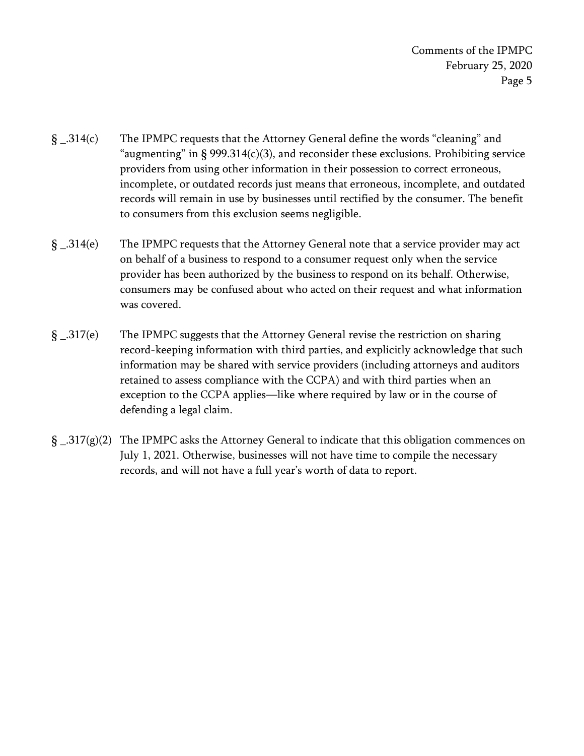§ _.314(c) The IPMPC requests that the Attorney General define the words "cleaning" and "augmenting" in § 999.314(c)(3), and reconsider these exclusions. Prohibiting service providers from using other information in their possession to correct erroneous, incomplete, or outdated records just means that erroneous, incomplete, and outdated records will remain in use by businesses until rectified by the consumer. The benefit to consumers from this exclusion seems negligible.

§ _.314(e) The IPMPC requests that the Attorney General note that a service provider may act on behalf of a business to respond to a consumer request only when the service provider has been authorized by the business to respond on its behalf. Otherwise, consumers may be confused about who acted on their request and what information was covered.

§ _.317(e) The IPMPC suggests that the Attorney General revise the restriction on sharing record-keeping information with third parties, and explicitly acknowledge that such information may be shared with service providers (including attorneys and auditors retained to assess compliance with the CCPA) and with third parties when an exception to the CCPA applies—like where required by law or in the course of defending a legal claim.

§ _.317(g)(2) The IPMPC asks the Attorney General to indicate that this obligation commences on July 1, 2021. Otherwise, businesses will not have time to compile the necessary records, and will not have a full year's worth of data to report.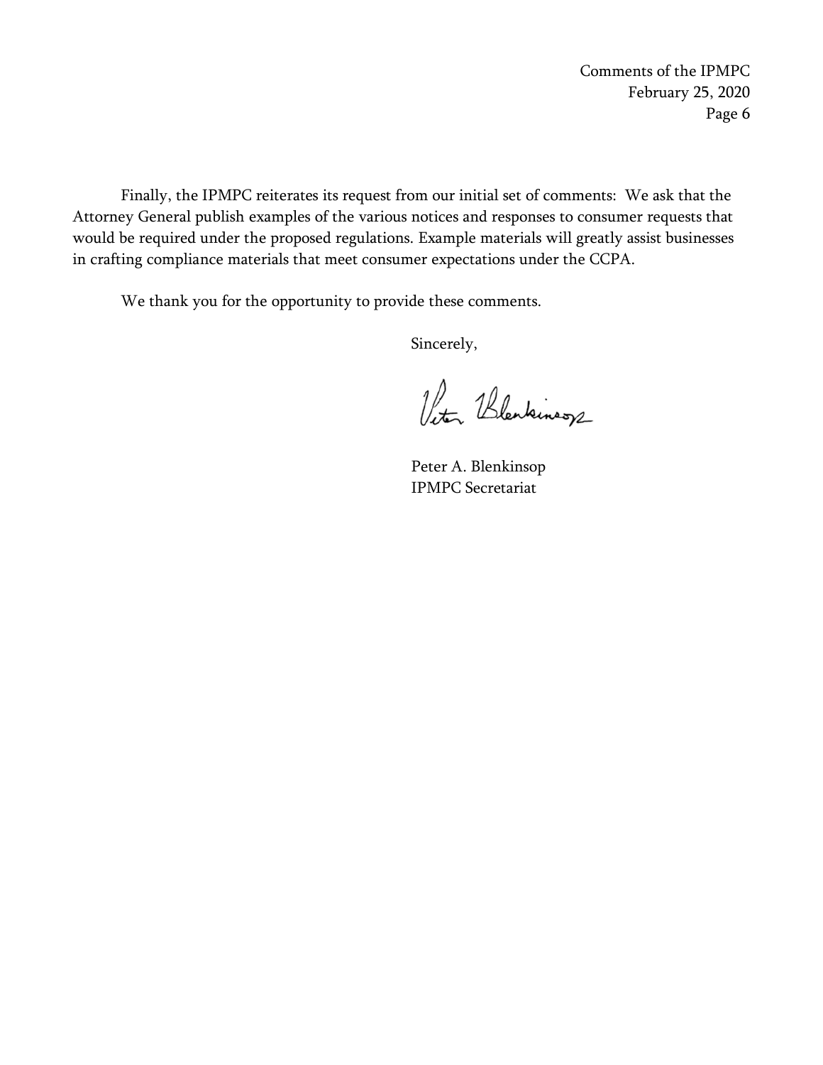Finally, the IPMPC reiterates its request from our initial set of comments: We ask that the Attorney General publish examples of the various notices and responses to consumer requests that would be required under the proposed regulations. Example materials will greatly assist businesses in crafting compliance materials that meet consumer expectations under the CCPA.

We thank you for the opportunity to provide these comments.

Sincerely,

Peter A. Blenkinsop
IPMPC Secretariat